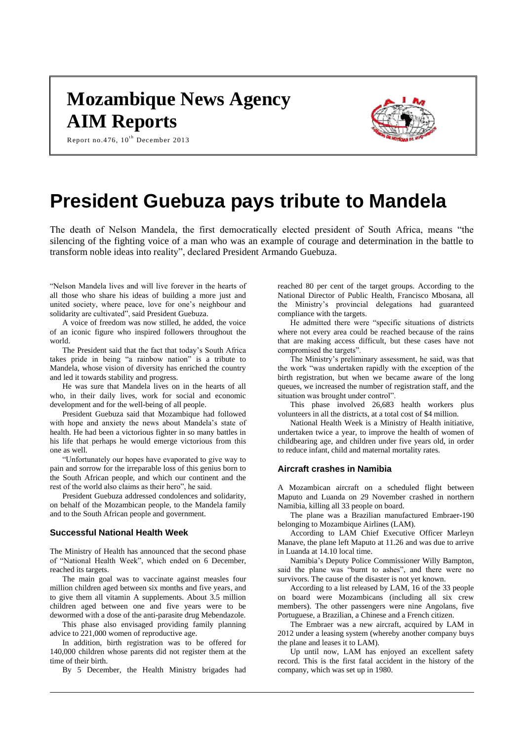# Mozambique News Agency
# AIM Reports

Report no.476, 10th December 2013

# President Guebuza pays tribute to Mandela

The death of Nelson Mandela, the first democratically elected president of South Africa, means "the silencing of the fighting voice of a man who was an example of courage and determination in the battle to transform noble ideas into reality", declared President Armando Guebuza.

"Nelson Mandela lives and will live forever in the hearts of all those who share his ideas of building a more just and united society, where peace, love for one's neighbour and solidarity are cultivated", said President Guebuza.

A voice of freedom was now stilled, he added, the voice of an iconic figure who inspired followers throughout the world.

The President said that the fact that today's South Africa takes pride in being "a rainbow nation" is a tribute to Mandela, whose vision of diversity has enriched the country and led it towards stability and progress.

He was sure that Mandela lives on in the hearts of all who, in their daily lives, work for social and economic development and for the well-being of all people.

President Guebuza said that Mozambique had followed with hope and anxiety the news about Mandela's state of health. He had been a victorious fighter in so many battles in his life that perhaps he would emerge victorious from this one as well.

"Unfortunately our hopes have evaporated to give way to pain and sorrow for the irreparable loss of this genius born to the South African people, and which our continent and the rest of the world also claims as their hero", he said.

President Guebuza addressed condolences and solidarity, on behalf of the Mozambican people, to the Mandela family and to the South African people and government.

### Successful National Health Week

The Ministry of Health has announced that the second phase of "National Health Week", which ended on 6 December, reached its targets.

The main goal was to vaccinate against measles four million children aged between six months and five years, and to give them all vitamin A supplements. About 3.5 million children aged between one and five years were to be dewormed with a dose of the anti-parasite drug Mebendazole.

This phase also envisaged providing family planning advice to 221,000 women of reproductive age.

In addition, birth registration was to be offered for 140,000 children whose parents did not register them at the time of their birth.

By 5 December, the Health Ministry brigades had reached 80 per cent of the target groups. According to the National Director of Public Health, Francisco Mbosana, all the Ministry's provincial delegations had guaranteed compliance with the targets.

He admitted there were "specific situations of districts where not every area could be reached because of the rains that are making access difficult, but these cases have not compromised the targets".

The Ministry's preliminary assessment, he said, was that the work "was undertaken rapidly with the exception of the birth registration, but when we became aware of the long queues, we increased the number of registration staff, and the situation was brought under control".

This phase involved 26,683 health workers plus volunteers in all the districts, at a total cost of $4 million.

National Health Week is a Ministry of Health initiative, undertaken twice a year, to improve the health of women of childbearing age, and children under five years old, in order to reduce infant, child and maternal mortality rates.

### Aircraft crashes in Namibia

A Mozambican aircraft on a scheduled flight between Maputo and Luanda on 29 November crashed in northern Namibia, killing all 33 people on board.

The plane was a Brazilian manufactured Embraer-190 belonging to Mozambique Airlines (LAM).

According to LAM Chief Executive Officer Marleyn Manave, the plane left Maputo at 11.26 and was due to arrive in Luanda at 14.10 local time.

Namibia's Deputy Police Commissioner Willy Bampton, said the plane was "burnt to ashes", and there were no survivors. The cause of the disaster is not yet known.

According to a list released by LAM, 16 of the 33 people on board were Mozambicans (including all six crew members). The other passengers were nine Angolans, five Portuguese, a Brazilian, a Chinese and a French citizen.

The Embraer was a new aircraft, acquired by LAM in 2012 under a leasing system (whereby another company buys the plane and leases it to LAM).

Up until now, LAM has enjoyed an excellent safety record. This is the first fatal accident in the history of the company, which was set up in 1980.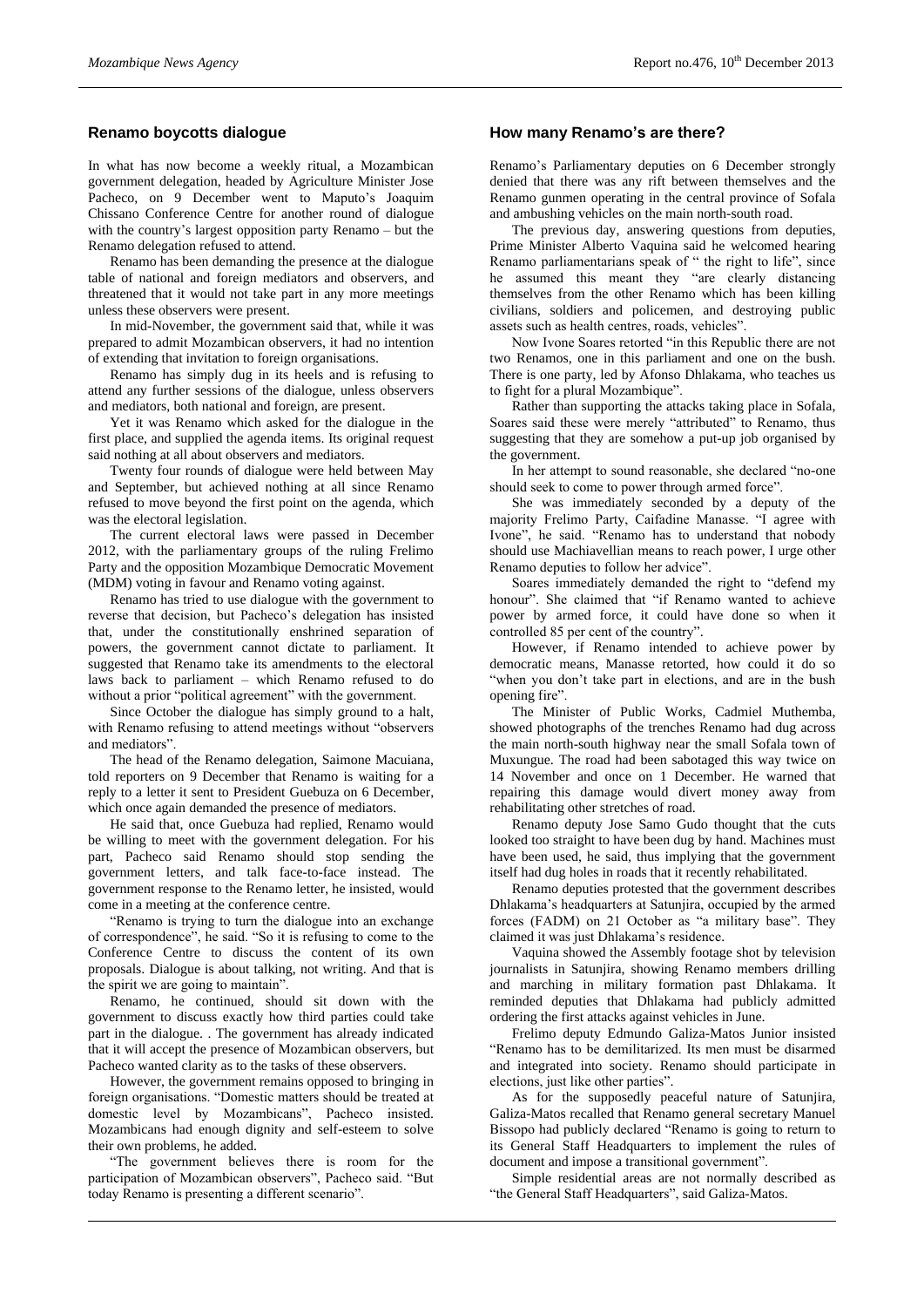## Renamo boycotts dialogue

In what has now become a weekly ritual, a Mozambican government delegation, headed by Agriculture Minister Jose Pacheco, on 9 December went to Maputo's Joaquim Chissano Conference Centre for another round of dialogue with the country's largest opposition party Renamo – but the Renamo delegation refused to attend.

Renamo has been demanding the presence at the dialogue table of national and foreign mediators and observers, and threatened that it would not take part in any more meetings unless these observers were present.

In mid-November, the government said that, while it was prepared to admit Mozambican observers, it had no intention of extending that invitation to foreign organisations.

Renamo has simply dug in its heels and is refusing to attend any further sessions of the dialogue, unless observers and mediators, both national and foreign, are present.

Yet it was Renamo which asked for the dialogue in the first place, and supplied the agenda items. Its original request said nothing at all about observers and mediators.

Twenty four rounds of dialogue were held between May and September, but achieved nothing at all since Renamo refused to move beyond the first point on the agenda, which was the electoral legislation.

The current electoral laws were passed in December 2012, with the parliamentary groups of the ruling Frelimo Party and the opposition Mozambique Democratic Movement (MDM) voting in favour and Renamo voting against.

Renamo has tried to use dialogue with the government to reverse that decision, but Pacheco's delegation has insisted that, under the constitutionally enshrined separation of powers, the government cannot dictate to parliament. It suggested that Renamo take its amendments to the electoral laws back to parliament – which Renamo refused to do without a prior "political agreement" with the government.

Since October the dialogue has simply ground to a halt, with Renamo refusing to attend meetings without "observers and mediators".

The head of the Renamo delegation, Saimone Macuiana, told reporters on 9 December that Renamo is waiting for a reply to a letter it sent to President Guebuza on 6 December, which once again demanded the presence of mediators.

He said that, once Guebuza had replied, Renamo would be willing to meet with the government delegation. For his part, Pacheco said Renamo should stop sending the government letters, and talk face-to-face instead. The government response to the Renamo letter, he insisted, would come in a meeting at the conference centre.

"Renamo is trying to turn the dialogue into an exchange of correspondence", he said. "So it is refusing to come to the Conference Centre to discuss the content of its own proposals. Dialogue is about talking, not writing. And that is the spirit we are going to maintain".

Renamo, he continued, should sit down with the government to discuss exactly how third parties could take part in the dialogue. . The government has already indicated that it will accept the presence of Mozambican observers, but Pacheco wanted clarity as to the tasks of these observers.

However, the government remains opposed to bringing in foreign organisations. "Domestic matters should be treated at domestic level by Mozambicans", Pacheco insisted. Mozambicans had enough dignity and self-esteem to solve their own problems, he added.

"The government believes there is room for the participation of Mozambican observers", Pacheco said. "But today Renamo is presenting a different scenario".

## How many Renamo's are there?

Renamo's Parliamentary deputies on 6 December strongly denied that there was any rift between themselves and the Renamo gunmen operating in the central province of Sofala and ambushing vehicles on the main north-south road.

The previous day, answering questions from deputies, Prime Minister Alberto Vaquina said he welcomed hearing Renamo parliamentarians speak of " the right to life", since he assumed this meant they "are clearly distancing themselves from the other Renamo which has been killing civilians, soldiers and policemen, and destroying public assets such as health centres, roads, vehicles".

Now Ivone Soares retorted "in this Republic there are not two Renamos, one in this parliament and one on the bush. There is one party, led by Afonso Dhlakama, who teaches us to fight for a plural Mozambique".

Rather than supporting the attacks taking place in Sofala, Soares said these were merely "attributed" to Renamo, thus suggesting that they are somehow a put-up job organised by the government.

In her attempt to sound reasonable, she declared "no-one should seek to come to power through armed force".

She was immediately seconded by a deputy of the majority Frelimo Party, Caifadine Manasse. "I agree with Ivone", he said. "Renamo has to understand that nobody should use Machiavellian means to reach power, I urge other Renamo deputies to follow her advice".

Soares immediately demanded the right to "defend my honour". She claimed that "if Renamo wanted to achieve power by armed force, it could have done so when it controlled 85 per cent of the country".

However, if Renamo intended to achieve power by democratic means, Manasse retorted, how could it do so "when you don't take part in elections, and are in the bush opening fire".

The Minister of Public Works, Cadmiel Muthemba, showed photographs of the trenches Renamo had dug across the main north-south highway near the small Sofala town of Muxungue. The road had been sabotaged this way twice on 14 November and once on 1 December. He warned that repairing this damage would divert money away from rehabilitating other stretches of road.

Renamo deputy Jose Samo Gudo thought that the cuts looked too straight to have been dug by hand. Machines must have been used, he said, thus implying that the government itself had dug holes in roads that it recently rehabilitated.

Renamo deputies protested that the government describes Dhlakama's headquarters at Satunjira, occupied by the armed forces (FADM) on 21 October as "a military base". They claimed it was just Dhlakama's residence.

Vaquina showed the Assembly footage shot by television journalists in Satunjira, showing Renamo members drilling and marching in military formation past Dhlakama. It reminded deputies that Dhlakama had publicly admitted ordering the first attacks against vehicles in June.

Frelimo deputy Edmundo Galiza-Matos Junior insisted "Renamo has to be demilitarized. Its men must be disarmed and integrated into society. Renamo should participate in elections, just like other parties".

As for the supposedly peaceful nature of Satunjira, Galiza-Matos recalled that Renamo general secretary Manuel Bissopo had publicly declared "Renamo is going to return to its General Staff Headquarters to implement the rules of document and impose a transitional government".

Simple residential areas are not normally described as "the General Staff Headquarters", said Galiza-Matos.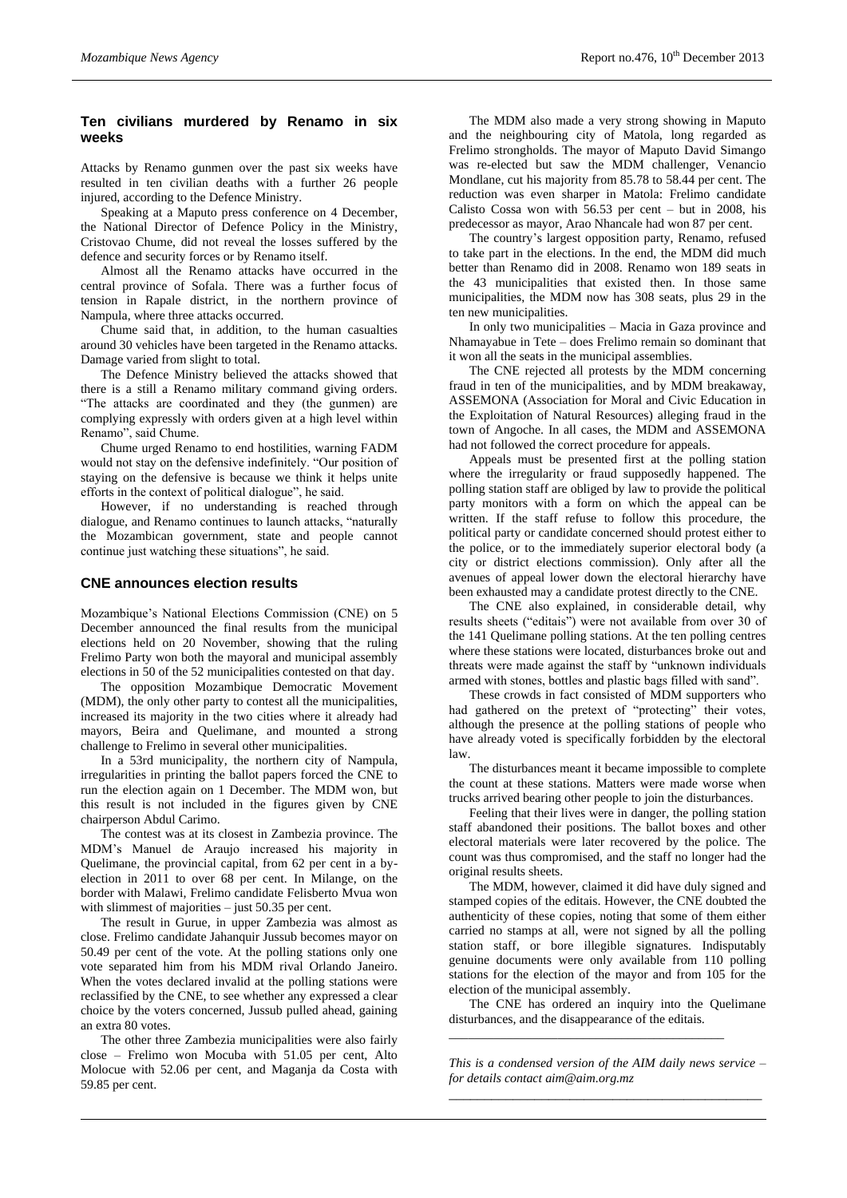## Ten civilians murdered by Renamo in six weeks

Attacks by Renamo gunmen over the past six weeks have resulted in ten civilian deaths with a further 26 people injured, according to the Defence Ministry.

Speaking at a Maputo press conference on 4 December, the National Director of Defence Policy in the Ministry, Cristovao Chume, did not reveal the losses suffered by the defence and security forces or by Renamo itself.

Almost all the Renamo attacks have occurred in the central province of Sofala. There was a further focus of tension in Rapale district, in the northern province of Nampula, where three attacks occurred.

Chume said that, in addition, to the human casualties around 30 vehicles have been targeted in the Renamo attacks. Damage varied from slight to total.

The Defence Ministry believed the attacks showed that there is a still a Renamo military command giving orders. "The attacks are coordinated and they (the gunmen) are complying expressly with orders given at a high level within Renamo", said Chume.

Chume urged Renamo to end hostilities, warning FADM would not stay on the defensive indefinitely. "Our position of staying on the defensive is because we think it helps unite efforts in the context of political dialogue", he said.

However, if no understanding is reached through dialogue, and Renamo continues to launch attacks, "naturally the Mozambican government, state and people cannot continue just watching these situations", he said.

## CNE announces election results

Mozambique's National Elections Commission (CNE) on 5 December announced the final results from the municipal elections held on 20 November, showing that the ruling Frelimo Party won both the mayoral and municipal assembly elections in 50 of the 52 municipalities contested on that day.

The opposition Mozambique Democratic Movement (MDM), the only other party to contest all the municipalities, increased its majority in the two cities where it already had mayors, Beira and Quelimane, and mounted a strong challenge to Frelimo in several other municipalities.

In a 53rd municipality, the northern city of Nampula, irregularities in printing the ballot papers forced the CNE to run the election again on 1 December. The MDM won, but this result is not included in the figures given by CNE chairperson Abdul Carimo.

The contest was at its closest in Zambezia province. The MDM's Manuel de Araujo increased his majority in Quelimane, the provincial capital, from 62 per cent in a by-election in 2011 to over 68 per cent. In Milange, on the border with Malawi, Frelimo candidate Felisberto Mvua won with slimmest of majorities – just 50.35 per cent.

The result in Gurue, in upper Zambezia was almost as close. Frelimo candidate Jahanquir Jussub becomes mayor on 50.49 per cent of the vote. At the polling stations only one vote separated him from his MDM rival Orlando Janeiro. When the votes declared invalid at the polling stations were reclassified by the CNE, to see whether any expressed a clear choice by the voters concerned, Jussub pulled ahead, gaining an extra 80 votes.

The other three Zambezia municipalities were also fairly close – Frelimo won Mocuba with 51.05 per cent, Alto Molocue with 52.06 per cent, and Maganja da Costa with 59.85 per cent.

The MDM also made a very strong showing in Maputo and the neighbouring city of Matola, long regarded as Frelimo strongholds. The mayor of Maputo David Simango was re-elected but saw the MDM challenger, Venancio Mondlane, cut his majority from 85.78 to 58.44 per cent. The reduction was even sharper in Matola: Frelimo candidate Calisto Cossa won with 56.53 per cent – but in 2008, his predecessor as mayor, Arao Nhancale had won 87 per cent.

The country's largest opposition party, Renamo, refused to take part in the elections. In the end, the MDM did much better than Renamo did in 2008. Renamo won 189 seats in the 43 municipalities that existed then. In those same municipalities, the MDM now has 308 seats, plus 29 in the ten new municipalities.

In only two municipalities – Macia in Gaza province and Nhamayabue in Tete – does Frelimo remain so dominant that it won all the seats in the municipal assemblies.

The CNE rejected all protests by the MDM concerning fraud in ten of the municipalities, and by MDM breakaway, ASSEMONA (Association for Moral and Civic Education in the Exploitation of Natural Resources) alleging fraud in the town of Angoche. In all cases, the MDM and ASSEMONA had not followed the correct procedure for appeals.

Appeals must be presented first at the polling station where the irregularity or fraud supposedly happened. The polling station staff are obliged by law to provide the political party monitors with a form on which the appeal can be written. If the staff refuse to follow this procedure, the political party or candidate concerned should protest either to the police, or to the immediately superior electoral body (a city or district elections commission). Only after all the avenues of appeal lower down the electoral hierarchy have been exhausted may a candidate protest directly to the CNE.

The CNE also explained, in considerable detail, why results sheets ("editais") were not available from over 30 of the 141 Quelimane polling stations. At the ten polling centres where these stations were located, disturbances broke out and threats were made against the staff by "unknown individuals armed with stones, bottles and plastic bags filled with sand".

These crowds in fact consisted of MDM supporters who had gathered on the pretext of "protecting" their votes, although the presence at the polling stations of people who have already voted is specifically forbidden by the electoral law.

The disturbances meant it became impossible to complete the count at these stations. Matters were made worse when trucks arrived bearing other people to join the disturbances.

Feeling that their lives were in danger, the polling station staff abandoned their positions. The ballot boxes and other electoral materials were later recovered by the police. The count was thus compromised, and the staff no longer had the original results sheets.

The MDM, however, claimed it did have duly signed and stamped copies of the editais. However, the CNE doubted the authenticity of these copies, noting that some of them either carried no stamps at all, were not signed by all the polling station staff, or bore illegible signatures. Indisputably genuine documents were only available from 110 polling stations for the election of the mayor and from 105 for the election of the municipal assembly.

The CNE has ordered an inquiry into the Quelimane disturbances, and the disappearance of the editais.

---

*This is a condensed version of the AIM daily news service – for details contact aim@aim.org.mz*

---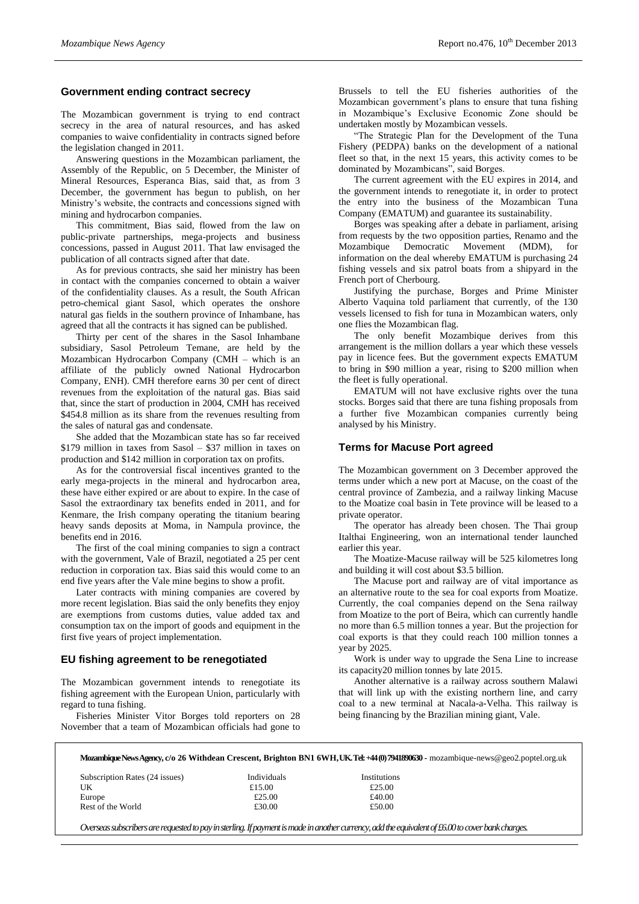## Government ending contract secrecy

The Mozambican government is trying to end contract secrecy in the area of natural resources, and has asked companies to waive confidentiality in contracts signed before the legislation changed in 2011.

Answering questions in the Mozambican parliament, the Assembly of the Republic, on 5 December, the Minister of Mineral Resources, Esperanca Bias, said that, as from 3 December, the government has begun to publish, on her Ministry's website, the contracts and concessions signed with mining and hydrocarbon companies.

This commitment, Bias said, flowed from the law on public-private partnerships, mega-projects and business concessions, passed in August 2011. That law envisaged the publication of all contracts signed after that date.

As for previous contracts, she said her ministry has been in contact with the companies concerned to obtain a waiver of the confidentiality clauses. As a result, the South African petro-chemical giant Sasol, which operates the onshore natural gas fields in the southern province of Inhambane, has agreed that all the contracts it has signed can be published.

Thirty per cent of the shares in the Sasol Inhambane subsidiary, Sasol Petroleum Temane, are held by the Mozambican Hydrocarbon Company (CMH – which is an affiliate of the publicly owned National Hydrocarbon Company, ENH). CMH therefore earns 30 per cent of direct revenues from the exploitation of the natural gas. Bias said that, since the start of production in 2004, CMH has received \$454.8 million as its share from the revenues resulting from the sales of natural gas and condensate.

She added that the Mozambican state has so far received \$179 million in taxes from Sasol – \$37 million in taxes on production and \$142 million in corporation tax on profits.

As for the controversial fiscal incentives granted to the early mega-projects in the mineral and hydrocarbon area, these have either expired or are about to expire. In the case of Sasol the extraordinary tax benefits ended in 2011, and for Kenmare, the Irish company operating the titanium bearing heavy sands deposits at Moma, in Nampula province, the benefits end in 2016.

The first of the coal mining companies to sign a contract with the government, Vale of Brazil, negotiated a 25 per cent reduction in corporation tax. Bias said this would come to an end five years after the Vale mine begins to show a profit.

Later contracts with mining companies are covered by more recent legislation. Bias said the only benefits they enjoy are exemptions from customs duties, value added tax and consumption tax on the import of goods and equipment in the first five years of project implementation.

## EU fishing agreement to be renegotiated

The Mozambican government intends to renegotiate its fishing agreement with the European Union, particularly with regard to tuna fishing.

Fisheries Minister Vitor Borges told reporters on 28 November that a team of Mozambican officials had gone to Brussels to tell the EU fisheries authorities of the Mozambican government's plans to ensure that tuna fishing in Mozambique's Exclusive Economic Zone should be undertaken mostly by Mozambican vessels.

"The Strategic Plan for the Development of the Tuna Fishery (PEDPA) banks on the development of a national fleet so that, in the next 15 years, this activity comes to be dominated by Mozambicans", said Borges.

The current agreement with the EU expires in 2014, and the government intends to renegotiate it, in order to protect the entry into the business of the Mozambican Tuna Company (EMATUM) and guarantee its sustainability.

Borges was speaking after a debate in parliament, arising from requests by the two opposition parties, Renamo and the Mozambique Democratic Movement (MDM), for information on the deal whereby EMATUM is purchasing 24 fishing vessels and six patrol boats from a shipyard in the French port of Cherbourg.

Justifying the purchase, Borges and Prime Minister Alberto Vaquina told parliament that currently, of the 130 vessels licensed to fish for tuna in Mozambican waters, only one flies the Mozambican flag.

The only benefit Mozambique derives from this arrangement is the million dollars a year which these vessels pay in licence fees. But the government expects EMATUM to bring in \$90 million a year, rising to \$200 million when the fleet is fully operational.

EMATUM will not have exclusive rights over the tuna stocks. Borges said that there are tuna fishing proposals from a further five Mozambican companies currently being analysed by his Ministry.

## Terms for Macuse Port agreed

The Mozambican government on 3 December approved the terms under which a new port at Macuse, on the coast of the central province of Zambezia, and a railway linking Macuse to the Moatize coal basin in Tete province will be leased to a private operator.

The operator has already been chosen. The Thai group Italthai Engineering, won an international tender launched earlier this year.

The Moatize-Macuse railway will be 525 kilometres long and building it will cost about \$3.5 billion.

The Macuse port and railway are of vital importance as an alternative route to the sea for coal exports from Moatize. Currently, the coal companies depend on the Sena railway from Moatize to the port of Beira, which can currently handle no more than 6.5 million tonnes a year. But the projection for coal exports is that they could reach 100 million tonnes a year by 2025.

Work is under way to upgrade the Sena Line to increase its capacity20 million tonnes by late 2015.

Another alternative is a railway across southern Malawi that will link up with the existing northern line, and carry coal to a new terminal at Nacala-a-Velha. This railway is being financing by the Brazilian mining giant, Vale.

---

**Mozambique News Agency, c/o 26 Withdean Crescent, Brighton BN1 6WH, UK. Tel: +44 (0) 7941890630 -** mozambique-news@geo2.poptel.org.uk

| Subscription Rates (24 issues) | Individuals | Institutions |
|---|---|---|
| UK | £15.00 | £25.00 |
| Europe | £25.00 | £40.00 |
| Rest of the World | £30.00 | £50.00 |

*Overseas subscribers are requested to pay in sterling. If payment is made in another currency, add the equivalent of £6.00 to cover bank charges.*